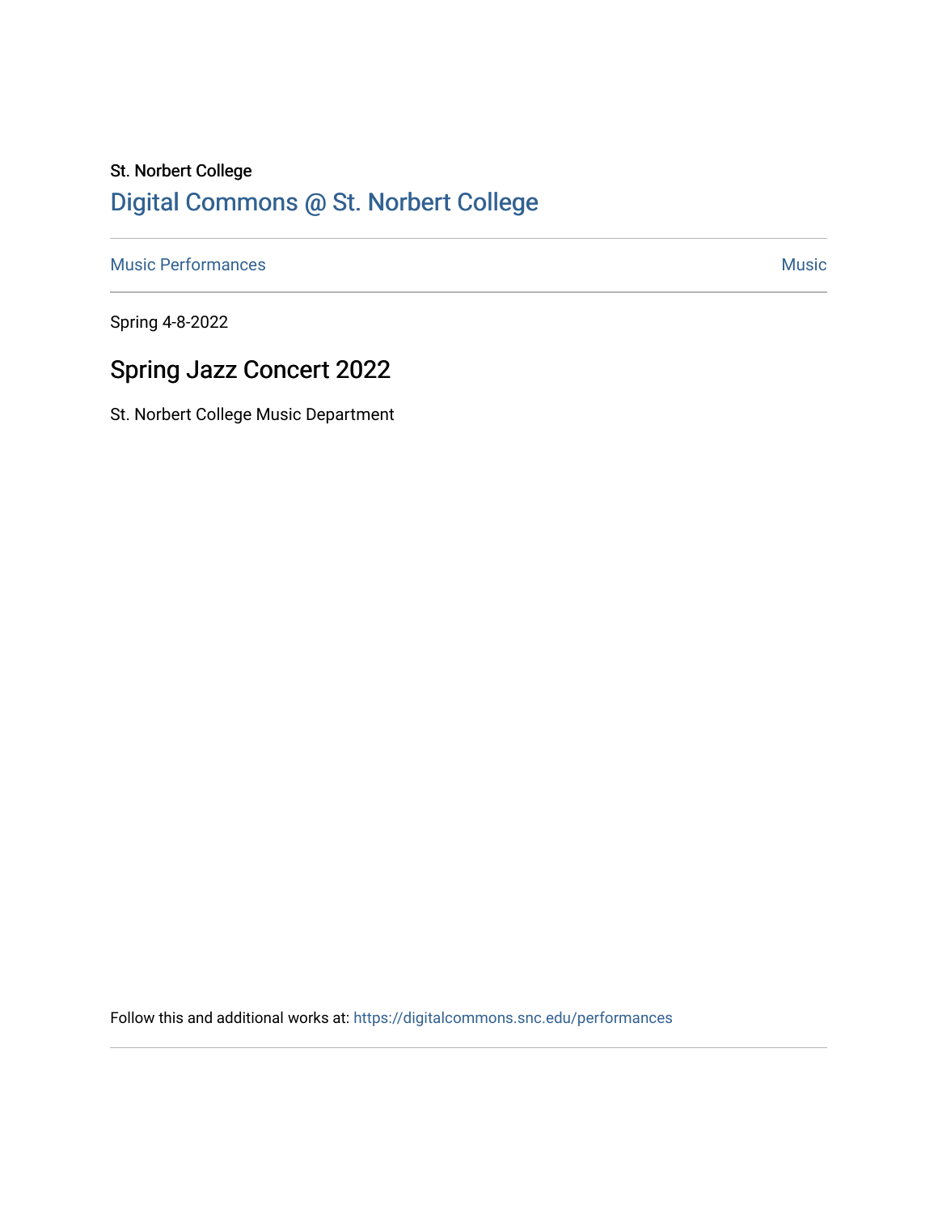St. Norbert College

Digital Commons @ St. Norbert College

Music Performances | Music

Spring 4-8-2022

# Spring Jazz Concert 2022

St. Norbert College Music Department

Follow this and additional works at: https://digitalcommons.snc.edu/performances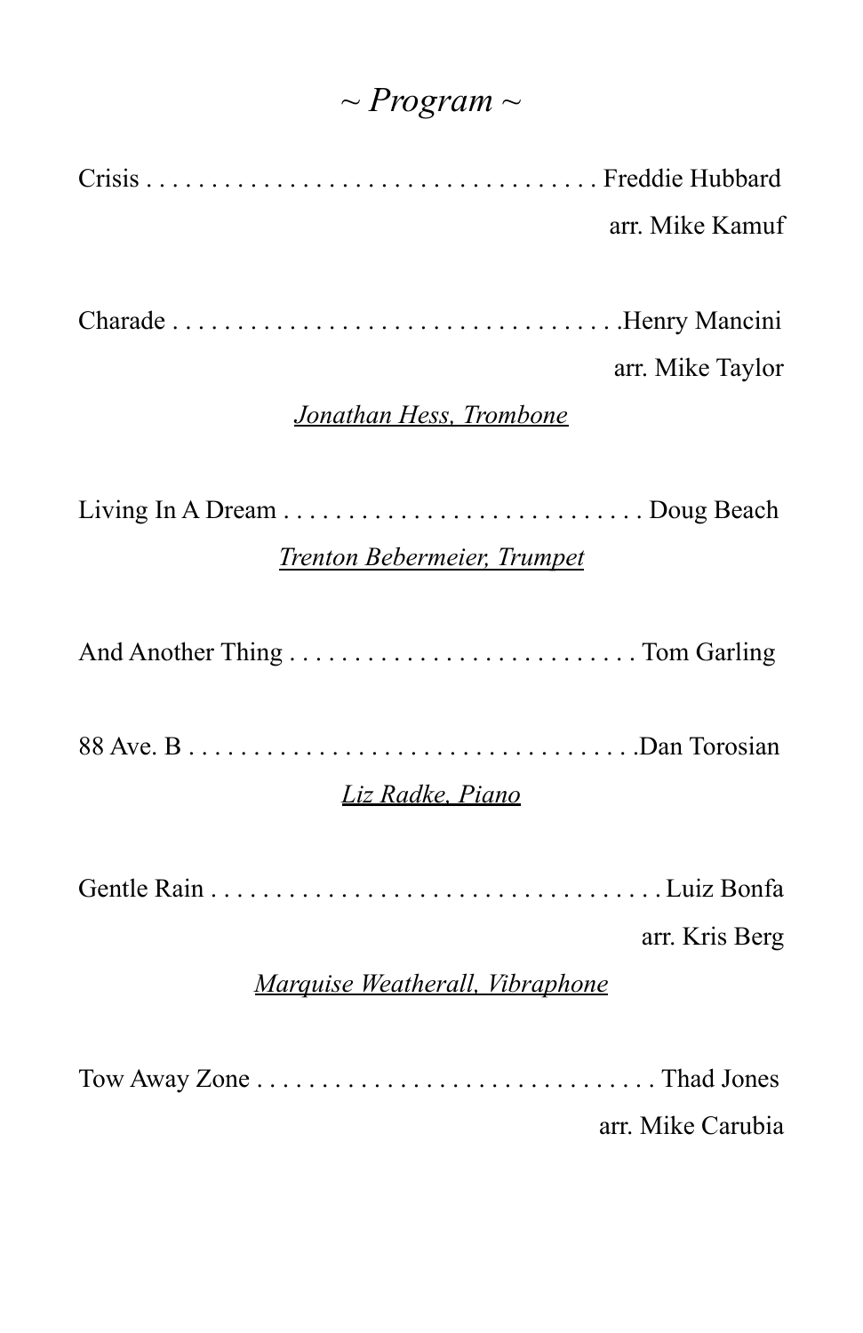# *~ Program ~*

Crisis . . . . . . . . . . . . . . . . . . . . . . . . . . . . . . . . . . . Freddie Hubbard
arr. Mike Kamuf

Charade . . . . . . . . . . . . . . . . . . . . . . . . . . . . . . . . . .Henry Mancini
arr. Mike Taylor

*Jonathan Hess, Trombone*

Living In A Dream . . . . . . . . . . . . . . . . . . . . . . . . . . . . Doug Beach

*Trenton Bebermeier, Trumpet*

And Another Thing . . . . . . . . . . . . . . . . . . . . . . . . . . . Tom Garling

88 Ave. B . . . . . . . . . . . . . . . . . . . . . . . . . . . . . . . . . . .Dan Torosian

*Liz Radke, Piano*

Gentle Rain . . . . . . . . . . . . . . . . . . . . . . . . . . . . . . . . . . . Luiz Bonfa
arr. Kris Berg

*Marquise Weatherall, Vibraphone*

Tow Away Zone . . . . . . . . . . . . . . . . . . . . . . . . . . . . . . . Thad Jones
arr. Mike Carubia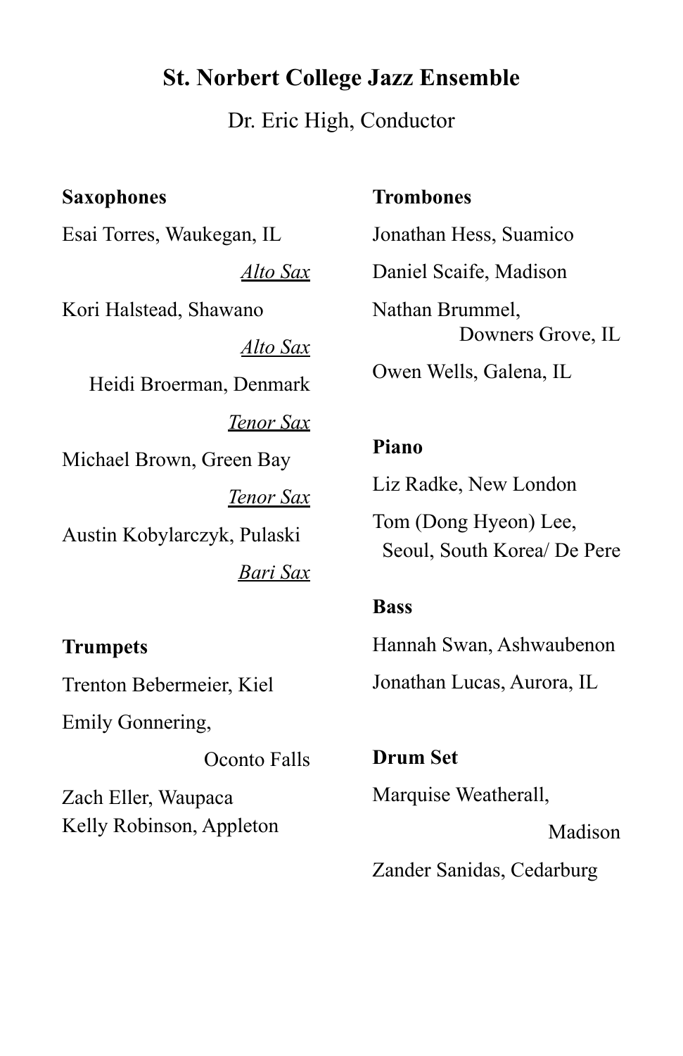# St. Norbert College Jazz Ensemble

Dr. Eric High, Conductor

**Saxophones**

Esai Torres, Waukegan, IL
*Alto Sax*

Kori Halstead, Shawano
*Alto Sax*

Heidi Broerman, Denmark
*Tenor Sax*

Michael Brown, Green Bay
*Tenor Sax*

Austin Kobylarczyk, Pulaski
*Bari Sax*

**Trumpets**

Trenton Bebermeier, Kiel

Emily Gonnering, Oconto Falls

Zach Eller, Waupaca

Kelly Robinson, Appleton

**Trombones**

Jonathan Hess, Suamico

Daniel Scaife, Madison

Nathan Brummel, Downers Grove, IL

Owen Wells, Galena, IL

**Piano**

Liz Radke, New London

Tom (Dong Hyeon) Lee, Seoul, South Korea/ De Pere

**Bass**

Hannah Swan, Ashwaubenon

Jonathan Lucas, Aurora, IL

**Drum Set**

Marquise Weatherall, Madison

Zander Sanidas, Cedarburg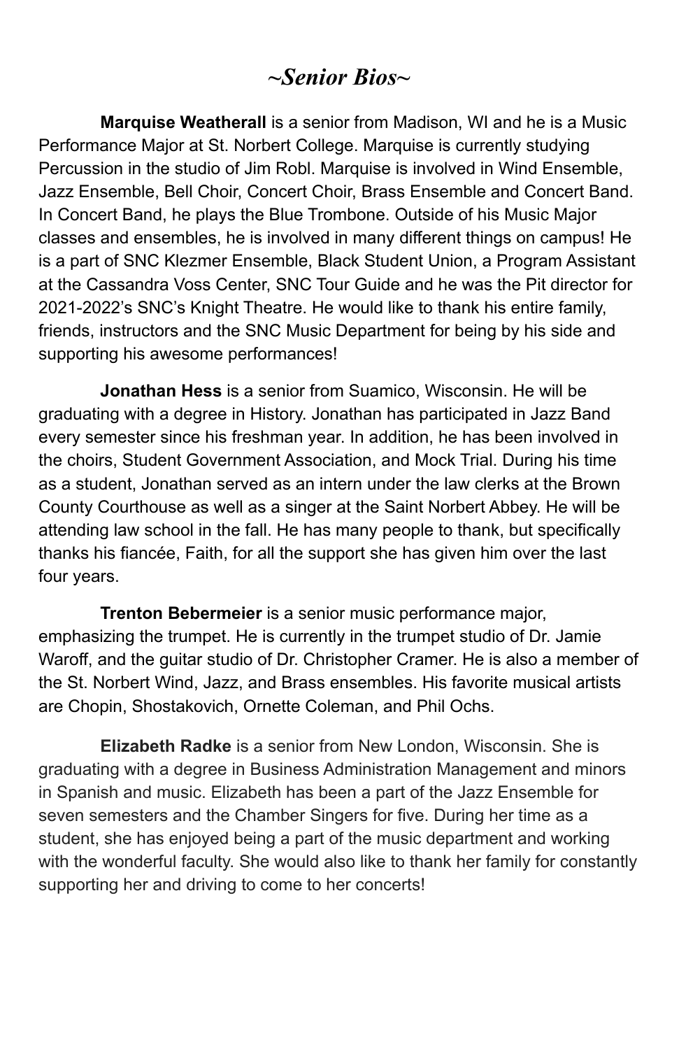# *~Senior Bios~*

**Marquise Weatherall** is a senior from Madison, WI and he is a Music Performance Major at St. Norbert College. Marquise is currently studying Percussion in the studio of Jim Robl. Marquise is involved in Wind Ensemble, Jazz Ensemble, Bell Choir, Concert Choir, Brass Ensemble and Concert Band. In Concert Band, he plays the Blue Trombone. Outside of his Music Major classes and ensembles, he is involved in many different things on campus! He is a part of SNC Klezmer Ensemble, Black Student Union, a Program Assistant at the Cassandra Voss Center, SNC Tour Guide and he was the Pit director for 2021-2022's SNC's Knight Theatre. He would like to thank his entire family, friends, instructors and the SNC Music Department for being by his side and supporting his awesome performances!

**Jonathan Hess** is a senior from Suamico, Wisconsin. He will be graduating with a degree in History. Jonathan has participated in Jazz Band every semester since his freshman year. In addition, he has been involved in the choirs, Student Government Association, and Mock Trial. During his time as a student, Jonathan served as an intern under the law clerks at the Brown County Courthouse as well as a singer at the Saint Norbert Abbey. He will be attending law school in the fall. He has many people to thank, but specifically thanks his fiancée, Faith, for all the support she has given him over the last four years.

**Trenton Bebermeier** is a senior music performance major, emphasizing the trumpet. He is currently in the trumpet studio of Dr. Jamie Waroff, and the guitar studio of Dr. Christopher Cramer. He is also a member of the St. Norbert Wind, Jazz, and Brass ensembles. His favorite musical artists are Chopin, Shostakovich, Ornette Coleman, and Phil Ochs.

**Elizabeth Radke** is a senior from New London, Wisconsin. She is graduating with a degree in Business Administration Management and minors in Spanish and music. Elizabeth has been a part of the Jazz Ensemble for seven semesters and the Chamber Singers for five. During her time as a student, she has enjoyed being a part of the music department and working with the wonderful faculty. She would also like to thank her family for constantly supporting her and driving to come to her concerts!